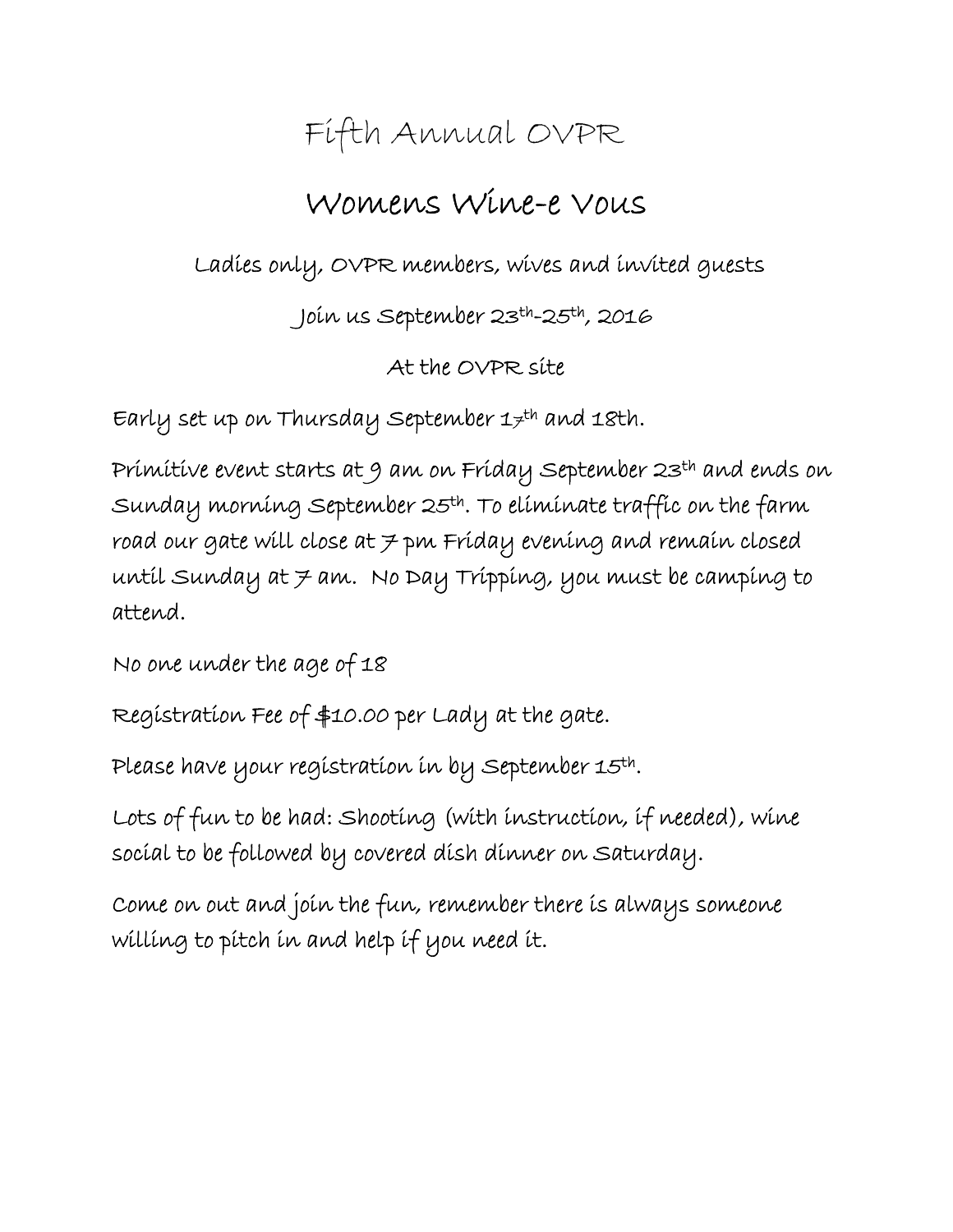# Fifth Annual OVPR

## Womens Wine-e Vous

Ladies only, OVPR members, wives and invited guests

Join us September 23th-25th, 2016

At the OVPR site

Early set up on Thursday September 17th and 18th.

Primitive event starts at 9 am on Friday September 23th and ends on Sunday morning September 25th. To eliminate traffic on the farm road our gate will close at 7 pm Friday evening and remain closed until Sunday at 7 am. No Day Tripping, you must be camping to attend.

No one under the age of 18

Registration Fee of $10.00 per Lady at the gate.

Please have your registration in by September 15th.

Lots of fun to be had: Shooting (with instruction, if needed), wine social to be followed by covered dish dinner on Saturday.

Come on out and join the fun, remember there is always someone willing to pitch in and help if you need it.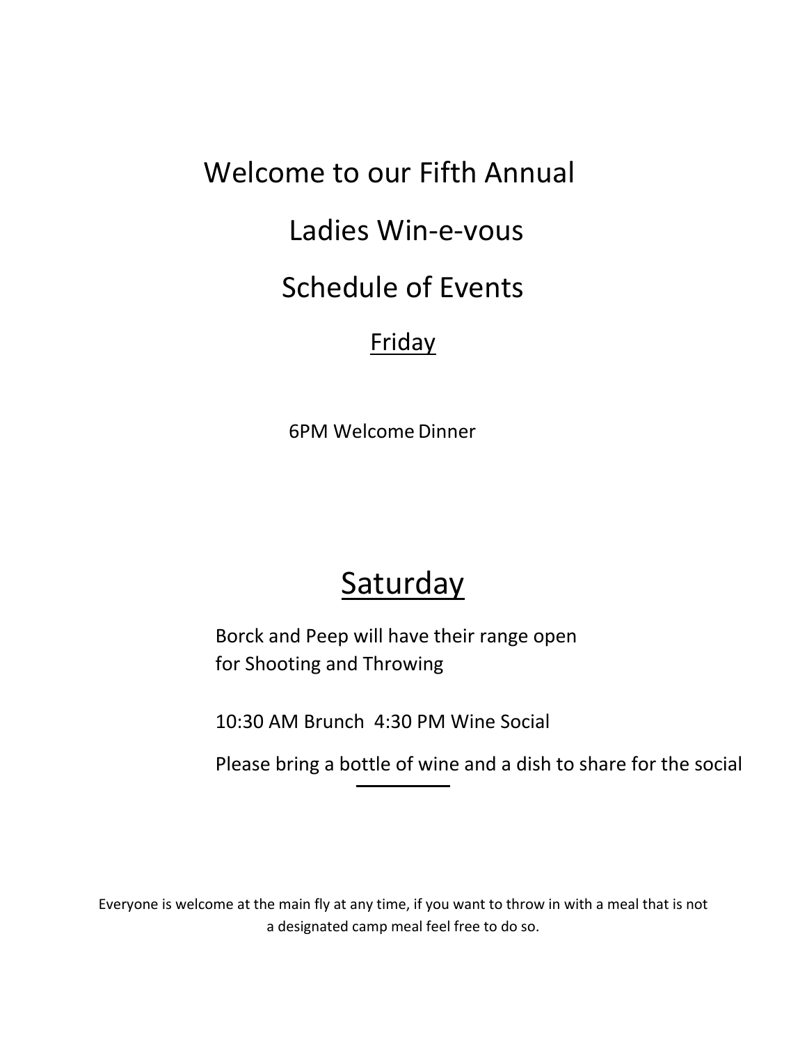# Welcome to our Fifth Annual

# Ladies Win-e-vous

# Schedule of Events

## Friday

6PM Welcome Dinner

## Saturday

Borck and Peep will have their range open for Shooting and Throwing

10:30 AM Brunch 4:30 PM Wine Social

Please bring a bottle of wine and a dish to share for the social

---

Everyone is welcome at the main fly at any time, if you want to throw in with a meal that is not a designated camp meal feel free to do so.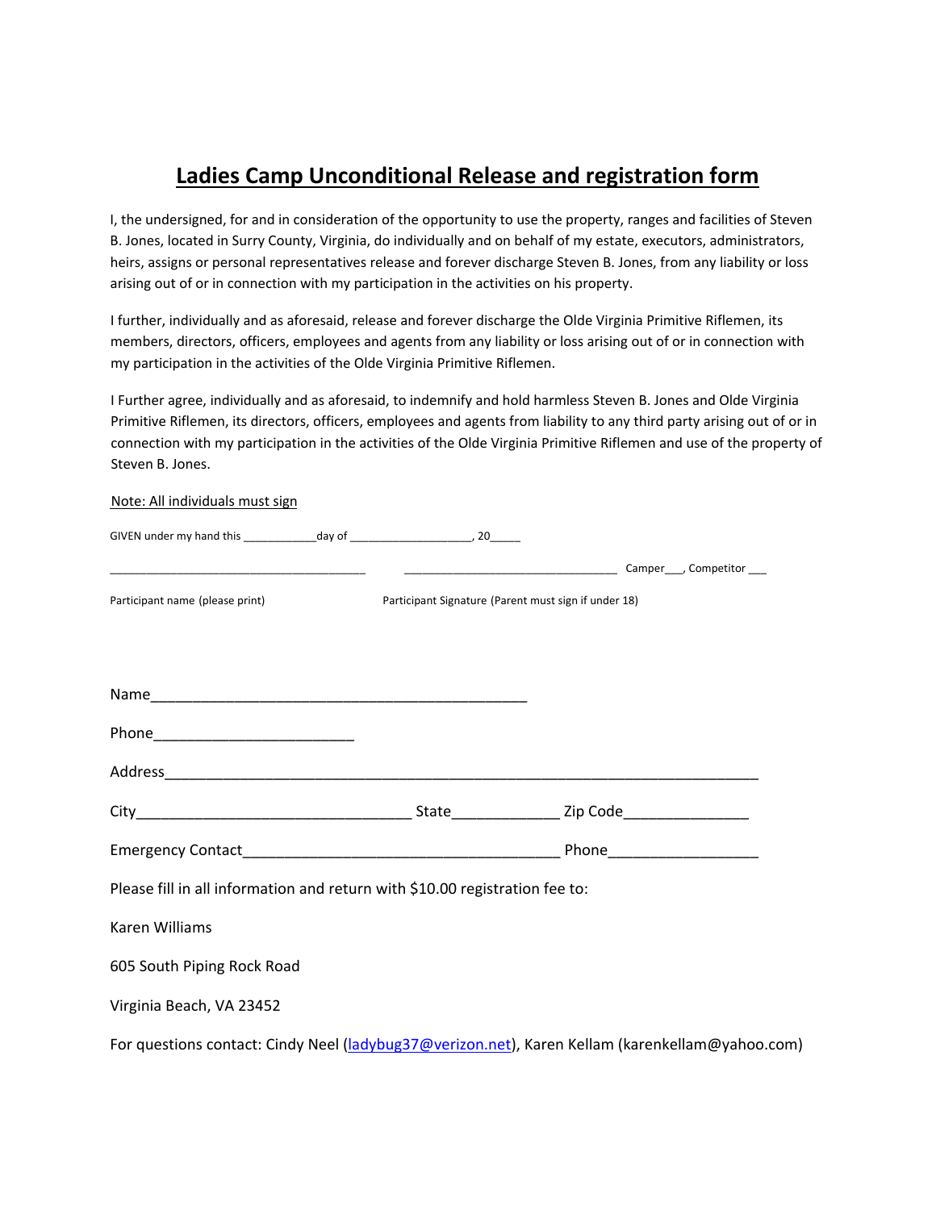# Ladies Camp Unconditional Release and registration form

I, the undersigned, for and in consideration of the opportunity to use the property, ranges and facilities of Steven B. Jones, located in Surry County, Virginia, do individually and on behalf of my estate, executors, administrators, heirs, assigns or personal representatives release and forever discharge Steven B. Jones, from any liability or loss arising out of or in connection with my participation in the activities on his property.

I further, individually and as aforesaid, release and forever discharge the Olde Virginia Primitive Riflemen, its members, directors, officers, employees and agents from any liability or loss arising out of or in connection with my participation in the activities of the Olde Virginia Primitive Riflemen.

I Further agree, individually and as aforesaid, to indemnify and hold harmless Steven B. Jones and Olde Virginia Primitive Riflemen, its directors, officers, employees and agents from liability to any third party arising out of or in connection with my participation in the activities of the Olde Virginia Primitive Riflemen and use of the property of Steven B. Jones.

Note: All individuals must sign

GIVEN under my hand this ____________day of ____________________, 20_____

________________________________________ _________________________________ Camper___, Competitor ___

Participant name (please print) Participant Signature (Parent must sign if under 18)

Name_______________________________________________

Phone_________________________

Address___________________________________________________________________________

City__________________________________ State_____________ Zip Code_______________

Emergency Contact_______________________________________ Phone__________________

Please fill in all information and return with $10.00 registration fee to:

Karen Williams

605 South Piping Rock Road

Virginia Beach, VA 23452

For questions contact: Cindy Neel (ladybug37@verizon.net), Karen Kellam (karenkellam@yahoo.com)